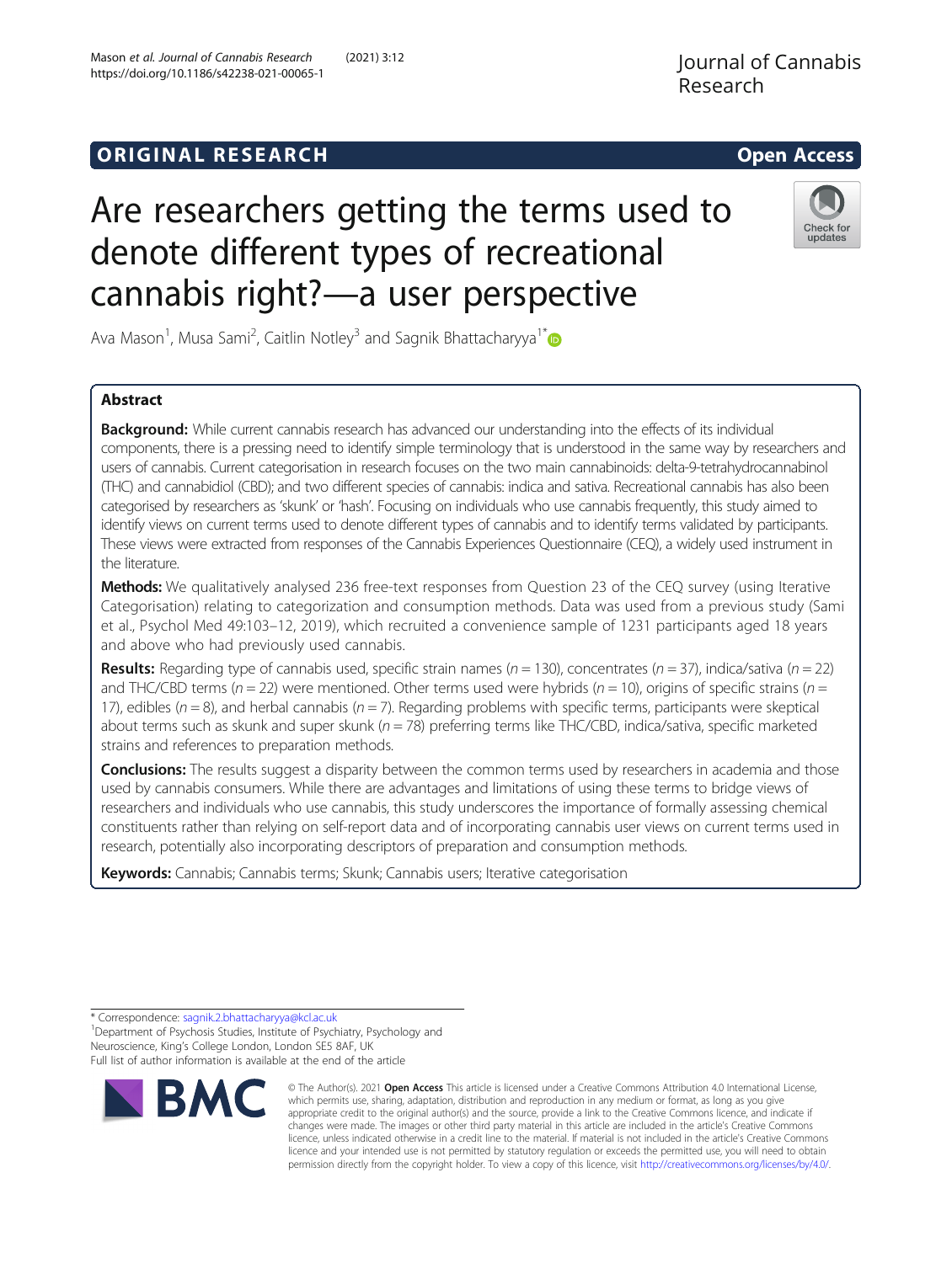ORIGINAL RESEARCH

Open Access

# Are researchers getting the terms used to denote different types of recreational cannabis right?—a user perspective

Ava Mason[1], Musa Sami[2], Caitlin Notley[3] and Sagnik Bhattacharyya[1*]

## Abstract

**Background:** While current cannabis research has advanced our understanding into the effects of its individual components, there is a pressing need to identify simple terminology that is understood in the same way by researchers and users of cannabis. Current categorisation in research focuses on the two main cannabinoids: delta-9-tetrahydrocannabinol (THC) and cannabidiol (CBD); and two different species of cannabis: indica and sativa. Recreational cannabis has also been categorised by researchers as 'skunk' or 'hash'. Focusing on individuals who use cannabis frequently, this study aimed to identify views on current terms used to denote different types of cannabis and to identify terms validated by participants. These views were extracted from responses of the Cannabis Experiences Questionnaire (CEQ), a widely used instrument in the literature.

**Methods:** We qualitatively analysed 236 free-text responses from Question 23 of the CEQ survey (using Iterative Categorisation) relating to categorization and consumption methods. Data was used from a previous study (Sami et al., Psychol Med 49:103–12, 2019), which recruited a convenience sample of 1231 participants aged 18 years and above who had previously used cannabis.

**Results:** Regarding type of cannabis used, specific strain names ($n = 130$), concentrates ($n = 37$), indica/sativa ($n = 22$) and THC/CBD terms ($n = 22$) were mentioned. Other terms used were hybrids ($n = 10$), origins of specific strains ($n = 17$), edibles ($n = 8$), and herbal cannabis ($n = 7$). Regarding problems with specific terms, participants were skeptical about terms such as skunk and super skunk ($n = 78$) preferring terms like THC/CBD, indica/sativa, specific marketed strains and references to preparation methods.

**Conclusions:** The results suggest a disparity between the common terms used by researchers in academia and those used by cannabis consumers. While there are advantages and limitations of using these terms to bridge views of researchers and individuals who use cannabis, this study underscores the importance of formally assessing chemical constituents rather than relying on self-report data and of incorporating cannabis user views on current terms used in research, potentially also incorporating descriptors of preparation and consumption methods.

**Keywords:** Cannabis; Cannabis terms; Skunk; Cannabis users; Iterative categorisation

\* Correspondence: sagnik.2.bhattacharyya@kcl.ac.uk

[1]Department of Psychosis Studies, Institute of Psychiatry, Psychology and Neuroscience, King's College London, London SE5 8AF, UK

Full list of author information is available at the end of the article

© The Author(s). 2021 **Open Access** This article is licensed under a Creative Commons Attribution 4.0 International License, which permits use, sharing, adaptation, distribution and reproduction in any medium or format, as long as you give appropriate credit to the original author(s) and the source, provide a link to the Creative Commons licence, and indicate if changes were made. The images or other third party material in this article are included in the article's Creative Commons licence, unless indicated otherwise in a credit line to the material. If material is not included in the article's Creative Commons licence and your intended use is not permitted by statutory regulation or exceeds the permitted use, you will need to obtain permission directly from the copyright holder. To view a copy of this licence, visit http://creativecommons.org/licenses/by/4.0/.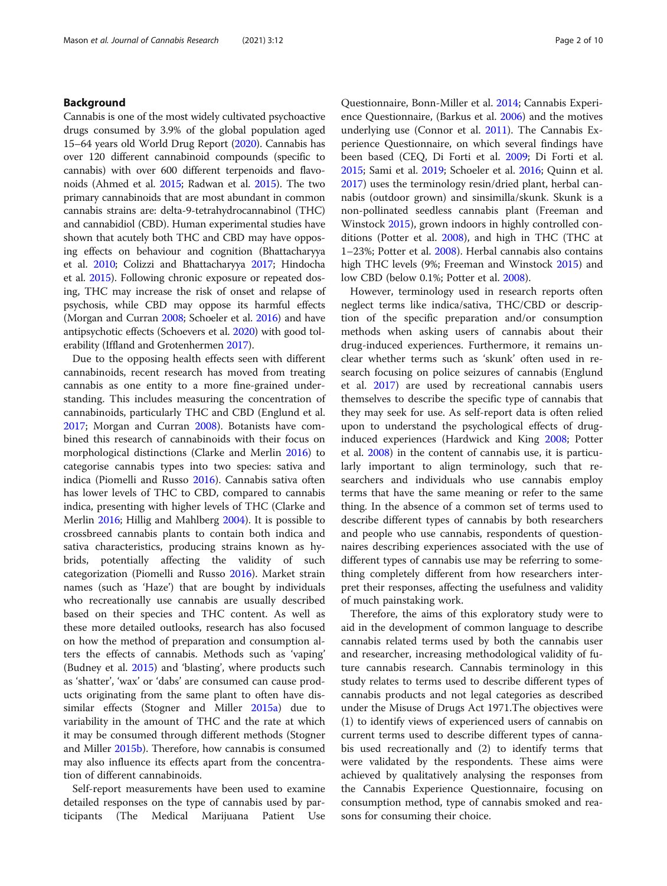## Background

Cannabis is one of the most widely cultivated psychoactive drugs consumed by 3.9% of the global population aged 15–64 years old World Drug Report (2020). Cannabis has over 120 different cannabinoid compounds (specific to cannabis) with over 600 different terpenoids and flavonoids (Ahmed et al. 2015; Radwan et al. 2015). The two primary cannabinoids that are most abundant in common cannabis strains are: delta-9-tetrahydrocannabinol (THC) and cannabidiol (CBD). Human experimental studies have shown that acutely both THC and CBD may have opposing effects on behaviour and cognition (Bhattacharyya et al. 2010; Colizzi and Bhattacharyya 2017; Hindocha et al. 2015). Following chronic exposure or repeated dosing, THC may increase the risk of onset and relapse of psychosis, while CBD may oppose its harmful effects (Morgan and Curran 2008; Schoeler et al. 2016) and have antipsychotic effects (Schoevers et al. 2020) with good tolerability (Iffland and Grotenhermen 2017).

Due to the opposing health effects seen with different cannabinoids, recent research has moved from treating cannabis as one entity to a more fine-grained understanding. This includes measuring the concentration of cannabinoids, particularly THC and CBD (Englund et al. 2017; Morgan and Curran 2008). Botanists have combined this research of cannabinoids with their focus on morphological distinctions (Clarke and Merlin 2016) to categorise cannabis types into two species: sativa and indica (Piomelli and Russo 2016). Cannabis sativa often has lower levels of THC to CBD, compared to cannabis indica, presenting with higher levels of THC (Clarke and Merlin 2016; Hillig and Mahlberg 2004). It is possible to crossbreed cannabis plants to contain both indica and sativa characteristics, producing strains known as hybrids, potentially affecting the validity of such categorization (Piomelli and Russo 2016). Market strain names (such as 'Haze') that are bought by individuals who recreationally use cannabis are usually described based on their species and THC content. As well as these more detailed outlooks, research has also focused on how the method of preparation and consumption alters the effects of cannabis. Methods such as 'vaping' (Budney et al. 2015) and 'blasting', where products such as 'shatter', 'wax' or 'dabs' are consumed can cause products originating from the same plant to often have dissimilar effects (Stogner and Miller 2015a) due to variability in the amount of THC and the rate at which it may be consumed through different methods (Stogner and Miller 2015b). Therefore, how cannabis is consumed may also influence its effects apart from the concentration of different cannabinoids.

Self-report measurements have been used to examine detailed responses on the type of cannabis used by participants (The Medical Marijuana Patient Use Questionnaire, Bonn-Miller et al. 2014; Cannabis Experience Questionnaire, (Barkus et al. 2006) and the motives underlying use (Connor et al. 2011). The Cannabis Experience Questionnaire, on which several findings have been based (CEQ, Di Forti et al. 2009; Di Forti et al. 2015; Sami et al. 2019; Schoeler et al. 2016; Quinn et al. 2017) uses the terminology resin/dried plant, herbal cannabis (outdoor grown) and sinsimilla/skunk. Skunk is a non-pollinated seedless cannabis plant (Freeman and Winstock 2015), grown indoors in highly controlled conditions (Potter et al. 2008), and high in THC (THC at 1–23%; Potter et al. 2008). Herbal cannabis also contains high THC levels (9%; Freeman and Winstock 2015) and low CBD (below 0.1%; Potter et al. 2008).

However, terminology used in research reports often neglect terms like indica/sativa, THC/CBD or description of the specific preparation and/or consumption methods when asking users of cannabis about their drug-induced experiences. Furthermore, it remains unclear whether terms such as 'skunk' often used in research focusing on police seizures of cannabis (Englund et al. 2017) are used by recreational cannabis users themselves to describe the specific type of cannabis that they may seek for use. As self-report data is often relied upon to understand the psychological effects of drug-induced experiences (Hardwick and King 2008; Potter et al. 2008) in the content of cannabis use, it is particularly important to align terminology, such that researchers and individuals who use cannabis employ terms that have the same meaning or refer to the same thing. In the absence of a common set of terms used to describe different types of cannabis by both researchers and people who use cannabis, respondents of questionnaires describing experiences associated with the use of different types of cannabis use may be referring to something completely different from how researchers interpret their responses, affecting the usefulness and validity of much painstaking work.

Therefore, the aims of this exploratory study were to aid in the development of common language to describe cannabis related terms used by both the cannabis user and researcher, increasing methodological validity of future cannabis research. Cannabis terminology in this study relates to terms used to describe different types of cannabis products and not legal categories as described under the Misuse of Drugs Act 1971.The objectives were (1) to identify views of experienced users of cannabis on current terms used to describe different types of cannabis used recreationally and (2) to identify terms that were validated by the respondents. These aims were achieved by qualitatively analysing the responses from the Cannabis Experience Questionnaire, focusing on consumption method, type of cannabis smoked and reasons for consuming their choice.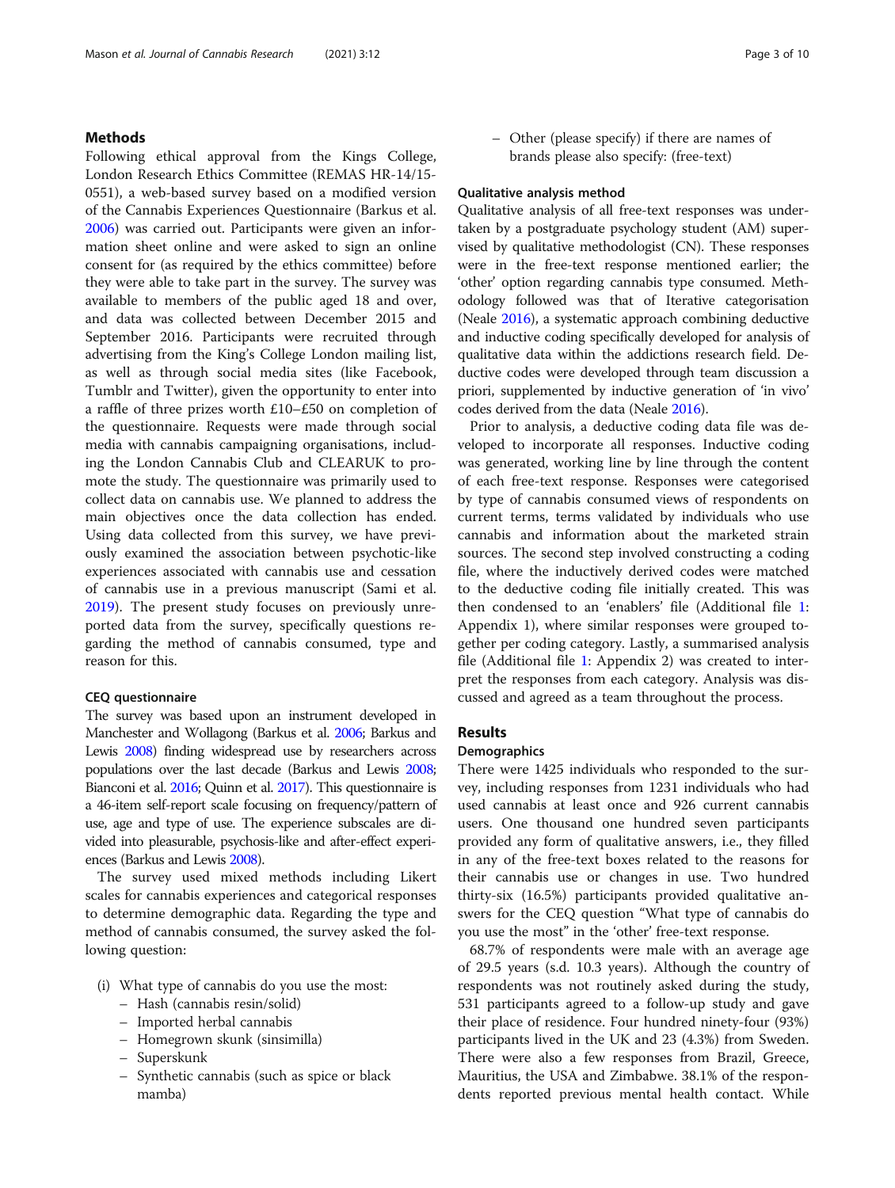## Methods

Following ethical approval from the Kings College, London Research Ethics Committee (REMAS HR-14/15-0551), a web-based survey based on a modified version of the Cannabis Experiences Questionnaire (Barkus et al. 2006) was carried out. Participants were given an information sheet online and were asked to sign an online consent for (as required by the ethics committee) before they were able to take part in the survey. The survey was available to members of the public aged 18 and over, and data was collected between December 2015 and September 2016. Participants were recruited through advertising from the King's College London mailing list, as well as through social media sites (like Facebook, Tumblr and Twitter), given the opportunity to enter into a raffle of three prizes worth £10–£50 on completion of the questionnaire. Requests were made through social media with cannabis campaigning organisations, including the London Cannabis Club and CLEARUK to promote the study. The questionnaire was primarily used to collect data on cannabis use. We planned to address the main objectives once the data collection has ended. Using data collected from this survey, we have previously examined the association between psychotic-like experiences associated with cannabis use and cessation of cannabis use in a previous manuscript (Sami et al. 2019). The present study focuses on previously unreported data from the survey, specifically questions regarding the method of cannabis consumed, type and reason for this.

### CEQ questionnaire

The survey was based upon an instrument developed in Manchester and Wollagong (Barkus et al. 2006; Barkus and Lewis 2008) finding widespread use by researchers across populations over the last decade (Barkus and Lewis 2008; Bianconi et al. 2016; Quinn et al. 2017). This questionnaire is a 46-item self-report scale focusing on frequency/pattern of use, age and type of use. The experience subscales are divided into pleasurable, psychosis-like and after-effect experiences (Barkus and Lewis 2008).

The survey used mixed methods including Likert scales for cannabis experiences and categorical responses to determine demographic data. Regarding the type and method of cannabis consumed, the survey asked the following question:

(i) What type of cannabis do you use the most:
   - Hash (cannabis resin/solid)
   - Imported herbal cannabis
   - Homegrown skunk (sinsimilla)
   - Superskunk
   - Synthetic cannabis (such as spice or black mamba)
   - Other (please specify) if there are names of brands please also specify: (free-text)

### Qualitative analysis method

Qualitative analysis of all free-text responses was undertaken by a postgraduate psychology student (AM) supervised by qualitative methodologist (CN). These responses were in the free-text response mentioned earlier; the 'other' option regarding cannabis type consumed. Methodology followed was that of Iterative categorisation (Neale 2016), a systematic approach combining deductive and inductive coding specifically developed for analysis of qualitative data within the addictions research field. Deductive codes were developed through team discussion a priori, supplemented by inductive generation of 'in vivo' codes derived from the data (Neale 2016).

Prior to analysis, a deductive coding data file was developed to incorporate all responses. Inductive coding was generated, working line by line through the content of each free-text response. Responses were categorised by type of cannabis consumed views of respondents on current terms, terms validated by individuals who use cannabis and information about the marketed strain sources. The second step involved constructing a coding file, where the inductively derived codes were matched to the deductive coding file initially created. This was then condensed to an 'enablers' file (Additional file 1: Appendix 1), where similar responses were grouped together per coding category. Lastly, a summarised analysis file (Additional file 1: Appendix 2) was created to interpret the responses from each category. Analysis was discussed and agreed as a team throughout the process.

## Results

### Demographics

There were 1425 individuals who responded to the survey, including responses from 1231 individuals who had used cannabis at least once and 926 current cannabis users. One thousand one hundred seven participants provided any form of qualitative answers, i.e., they filled in any of the free-text boxes related to the reasons for their cannabis use or changes in use. Two hundred thirty-six (16.5%) participants provided qualitative answers for the CEQ question "What type of cannabis do you use the most" in the 'other' free-text response.

68.7% of respondents were male with an average age of 29.5 years (s.d. 10.3 years). Although the country of respondents was not routinely asked during the study, 531 participants agreed to a follow-up study and gave their place of residence. Four hundred ninety-four (93%) participants lived in the UK and 23 (4.3%) from Sweden. There were also a few responses from Brazil, Greece, Mauritius, the USA and Zimbabwe. 38.1% of the respondents reported previous mental health contact. While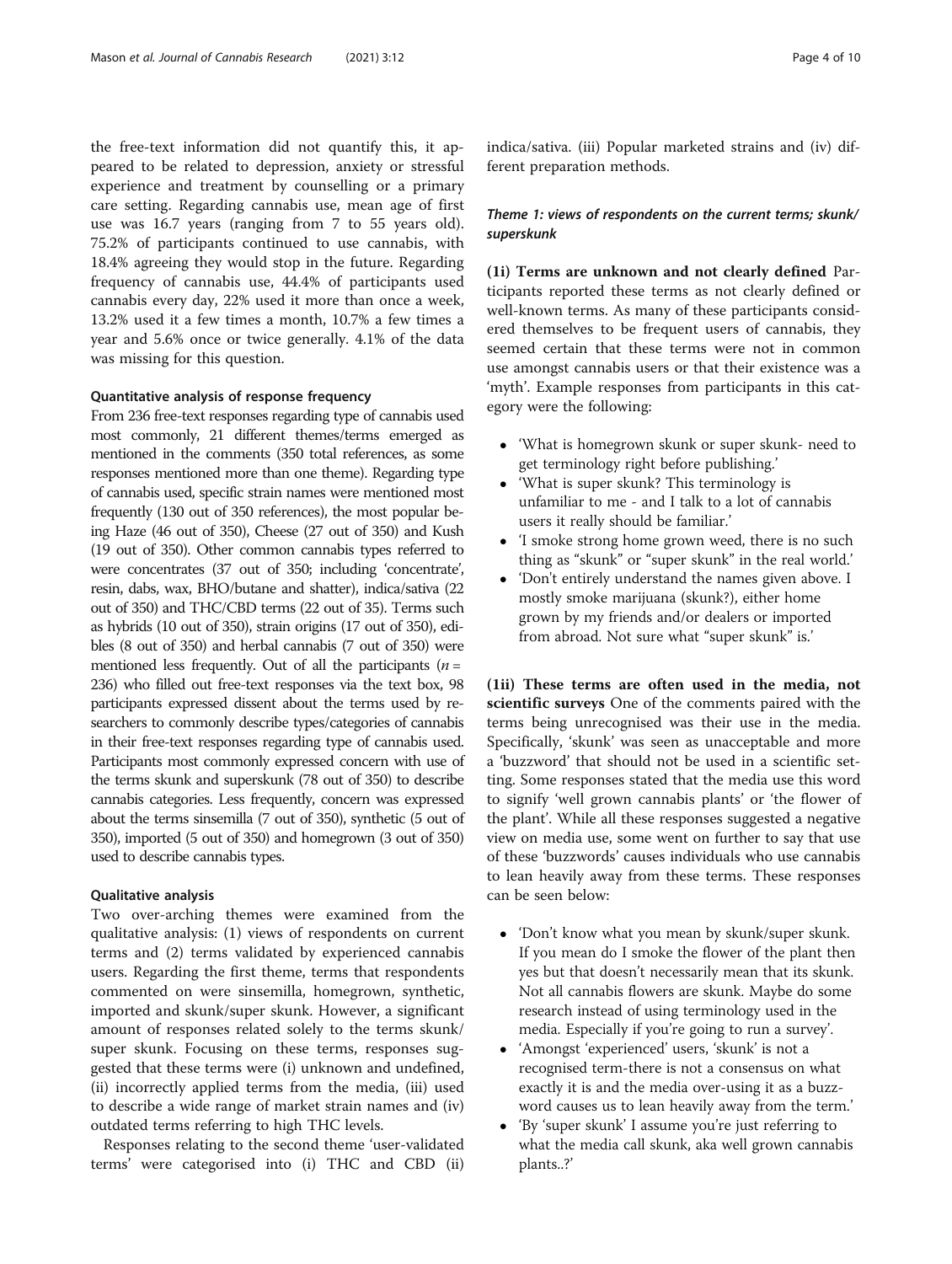the free-text information did not quantify this, it appeared to be related to depression, anxiety or stressful experience and treatment by counselling or a primary care setting. Regarding cannabis use, mean age of first use was 16.7 years (ranging from 7 to 55 years old). 75.2% of participants continued to use cannabis, with 18.4% agreeing they would stop in the future. Regarding frequency of cannabis use, 44.4% of participants used cannabis every day, 22% used it more than once a week, 13.2% used it a few times a month, 10.7% a few times a year and 5.6% once or twice generally. 4.1% of the data was missing for this question.

#### Quantitative analysis of response frequency

From 236 free-text responses regarding type of cannabis used most commonly, 21 different themes/terms emerged as mentioned in the comments (350 total references, as some responses mentioned more than one theme). Regarding type of cannabis used, specific strain names were mentioned most frequently (130 out of 350 references), the most popular being Haze (46 out of 350), Cheese (27 out of 350) and Kush (19 out of 350). Other common cannabis types referred to were concentrates (37 out of 350; including 'concentrate', resin, dabs, wax, BHO/butane and shatter), indica/sativa (22 out of 350) and THC/CBD terms (22 out of 35). Terms such as hybrids (10 out of 350), strain origins (17 out of 350), edibles (8 out of 350) and herbal cannabis (7 out of 350) were mentioned less frequently. Out of all the participants ($n$ = 236) who filled out free-text responses via the text box, 98 participants expressed dissent about the terms used by researchers to commonly describe types/categories of cannabis in their free-text responses regarding type of cannabis used. Participants most commonly expressed concern with use of the terms skunk and superskunk (78 out of 350) to describe cannabis categories. Less frequently, concern was expressed about the terms sinsemilla (7 out of 350), synthetic (5 out of 350), imported (5 out of 350) and homegrown (3 out of 350) used to describe cannabis types.

#### Qualitative analysis

Two over-arching themes were examined from the qualitative analysis: (1) views of respondents on current terms and (2) terms validated by experienced cannabis users. Regarding the first theme, terms that respondents commented on were sinsemilla, homegrown, synthetic, imported and skunk/super skunk. However, a significant amount of responses related solely to the terms skunk/super skunk. Focusing on these terms, responses suggested that these terms were (i) unknown and undefined, (ii) incorrectly applied terms from the media, (iii) used to describe a wide range of market strain names and (iv) outdated terms referring to high THC levels.

Responses relating to the second theme 'user-validated terms' were categorised into (i) THC and CBD (ii) indica/sativa. (iii) Popular marketed strains and (iv) different preparation methods.

#### *Theme 1: views of respondents on the current terms; skunk/superskunk*

**(1i) Terms are unknown and not clearly defined** Participants reported these terms as not clearly defined or well-known terms. As many of these participants considered themselves to be frequent users of cannabis, they seemed certain that these terms were not in common use amongst cannabis users or that their existence was a 'myth'. Example responses from participants in this category were the following:

- 'What is homegrown skunk or super skunk- need to get terminology right before publishing.'
- 'What is super skunk? This terminology is unfamiliar to me - and I talk to a lot of cannabis users it really should be familiar.'
- 'I smoke strong home grown weed, there is no such thing as "skunk" or "super skunk" in the real world.'
- 'Don't entirely understand the names given above. I mostly smoke marijuana (skunk?), either home grown by my friends and/or dealers or imported from abroad. Not sure what "super skunk" is.'

**(1ii) These terms are often used in the media, not scientific surveys** One of the comments paired with the terms being unrecognised was their use in the media. Specifically, 'skunk' was seen as unacceptable and more a 'buzzword' that should not be used in a scientific setting. Some responses stated that the media use this word to signify 'well grown cannabis plants' or 'the flower of the plant'. While all these responses suggested a negative view on media use, some went on further to say that use of these 'buzzwords' causes individuals who use cannabis to lean heavily away from these terms. These responses can be seen below:

- 'Don't know what you mean by skunk/super skunk. If you mean do I smoke the flower of the plant then yes but that doesn't necessarily mean that its skunk. Not all cannabis flowers are skunk. Maybe do some research instead of using terminology used in the media. Especially if you're going to run a survey'.
- 'Amongst 'experienced' users, 'skunk' is not a recognised term-there is not a consensus on what exactly it is and the media over-using it as a buzzword causes us to lean heavily away from the term.'
- 'By 'super skunk' I assume you're just referring to what the media call skunk, aka well grown cannabis plants..?'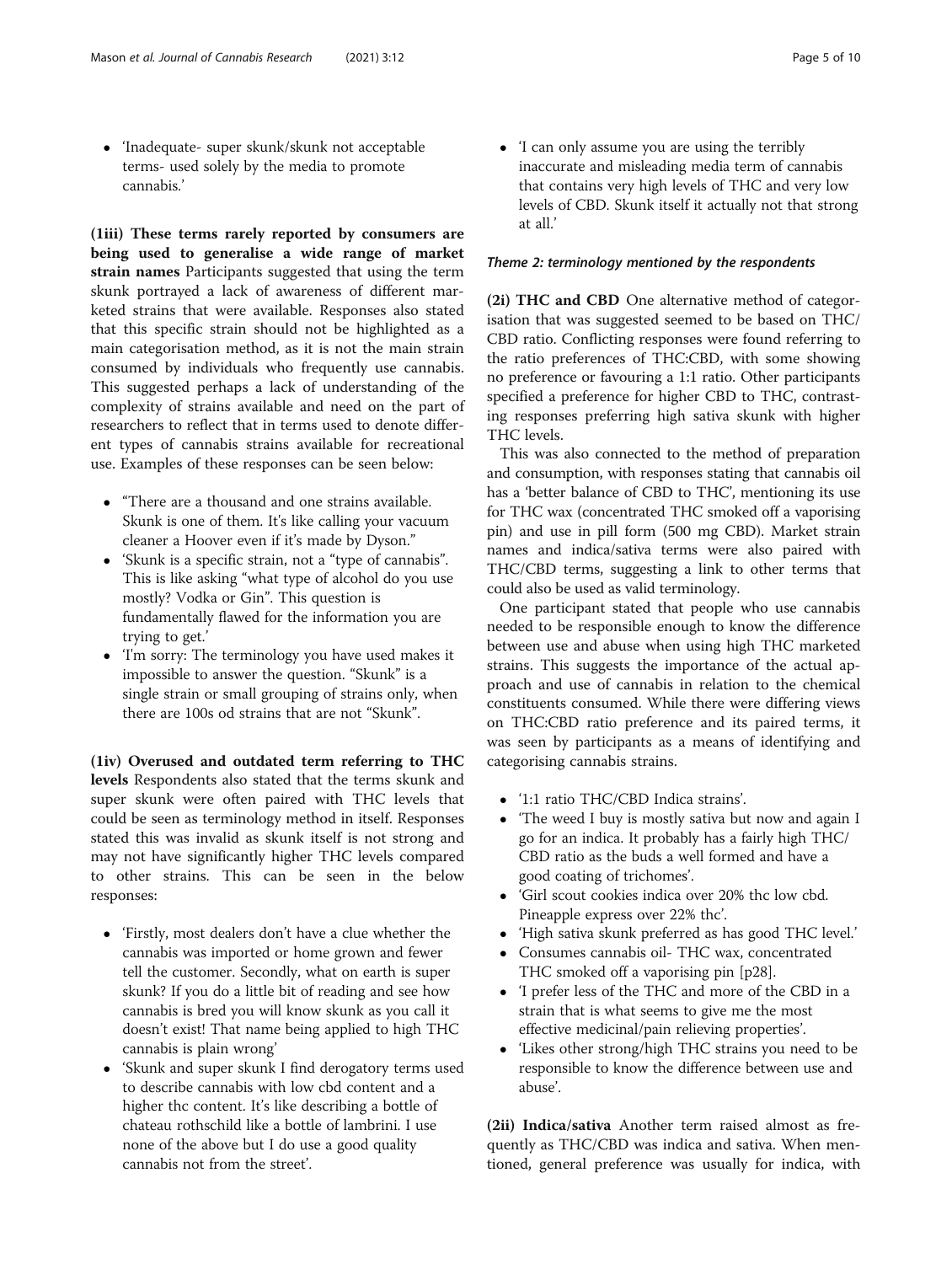- 'Inadequate- super skunk/skunk not acceptable terms- used solely by the media to promote cannabis.'

**(1iii) These terms rarely reported by consumers are being used to generalise a wide range of market strain names** Participants suggested that using the term skunk portrayed a lack of awareness of different marketed strains that were available. Responses also stated that this specific strain should not be highlighted as a main categorisation method, as it is not the main strain consumed by individuals who frequently use cannabis. This suggested perhaps a lack of understanding of the complexity of strains available and need on the part of researchers to reflect that in terms used to denote different types of cannabis strains available for recreational use. Examples of these responses can be seen below:

- "There are a thousand and one strains available. Skunk is one of them. It's like calling your vacuum cleaner a Hoover even if it's made by Dyson."
- 'Skunk is a specific strain, not a "type of cannabis". This is like asking "what type of alcohol do you use mostly? Vodka or Gin". This question is fundamentally flawed for the information you are trying to get.'
- 'I'm sorry: The terminology you have used makes it impossible to answer the question. "Skunk" is a single strain or small grouping of strains only, when there are 100s od strains that are not "Skunk".

**(1iv) Overused and outdated term referring to THC levels** Respondents also stated that the terms skunk and super skunk were often paired with THC levels that could be seen as terminology method in itself. Responses stated this was invalid as skunk itself is not strong and may not have significantly higher THC levels compared to other strains. This can be seen in the below responses:

- 'Firstly, most dealers don't have a clue whether the cannabis was imported or home grown and fewer tell the customer. Secondly, what on earth is super skunk? If you do a little bit of reading and see how cannabis is bred you will know skunk as you call it doesn't exist! That name being applied to high THC cannabis is plain wrong'
- 'Skunk and super skunk I find derogatory terms used to describe cannabis with low cbd content and a higher thc content. It's like describing a bottle of chateau rothschild like a bottle of lambrini. I use none of the above but I do use a good quality cannabis not from the street'.
- 'I can only assume you are using the terribly inaccurate and misleading media term of cannabis that contains very high levels of THC and very low levels of CBD. Skunk itself it actually not that strong at all.'

#### *Theme 2: terminology mentioned by the respondents*

**(2i) THC and CBD** One alternative method of categorisation that was suggested seemed to be based on THC/CBD ratio. Conflicting responses were found referring to the ratio preferences of THC:CBD, with some showing no preference or favouring a 1:1 ratio. Other participants specified a preference for higher CBD to THC, contrasting responses preferring high sativa skunk with higher THC levels.

This was also connected to the method of preparation and consumption, with responses stating that cannabis oil has a 'better balance of CBD to THC', mentioning its use for THC wax (concentrated THC smoked off a vaporising pin) and use in pill form (500 mg CBD). Market strain names and indica/sativa terms were also paired with THC/CBD terms, suggesting a link to other terms that could also be used as valid terminology.

One participant stated that people who use cannabis needed to be responsible enough to know the difference between use and abuse when using high THC marketed strains. This suggests the importance of the actual approach and use of cannabis in relation to the chemical constituents consumed. While there were differing views on THC:CBD ratio preference and its paired terms, it was seen by participants as a means of identifying and categorising cannabis strains.

- '1:1 ratio THC/CBD Indica strains'.
- 'The weed I buy is mostly sativa but now and again I go for an indica. It probably has a fairly high THC/CBD ratio as the buds a well formed and have a good coating of trichomes'.
- 'Girl scout cookies indica over 20% thc low cbd. Pineapple express over 22% thc'.
- 'High sativa skunk preferred as has good THC level.'
- Consumes cannabis oil- THC wax, concentrated THC smoked off a vaporising pin [p28].
- 'I prefer less of the THC and more of the CBD in a strain that is what seems to give me the most effective medicinal/pain relieving properties'.
- 'Likes other strong/high THC strains you need to be responsible to know the difference between use and abuse'.

**(2ii) Indica/sativa** Another term raised almost as frequently as THC/CBD was indica and sativa. When mentioned, general preference was usually for indica, with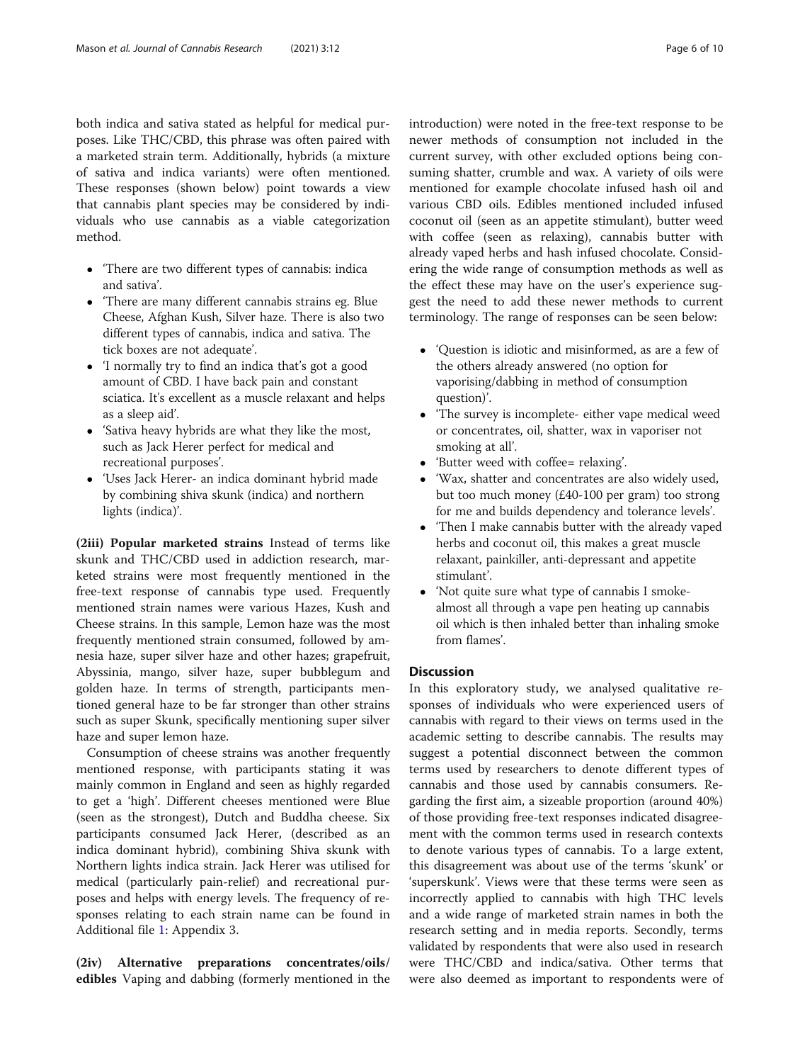both indica and sativa stated as helpful for medical purposes. Like THC/CBD, this phrase was often paired with a marketed strain term. Additionally, hybrids (a mixture of sativa and indica variants) were often mentioned. These responses (shown below) point towards a view that cannabis plant species may be considered by individuals who use cannabis as a viable categorization method.

- 'There are two different types of cannabis: indica and sativa'.
- 'There are many different cannabis strains eg. Blue Cheese, Afghan Kush, Silver haze. There is also two different types of cannabis, indica and sativa. The tick boxes are not adequate'.
- 'I normally try to find an indica that's got a good amount of CBD. I have back pain and constant sciatica. It's excellent as a muscle relaxant and helps as a sleep aid'.
- 'Sativa heavy hybrids are what they like the most, such as Jack Herer perfect for medical and recreational purposes'.
- 'Uses Jack Herer- an indica dominant hybrid made by combining shiva skunk (indica) and northern lights (indica)'.

**(2iii) Popular marketed strains** Instead of terms like skunk and THC/CBD used in addiction research, marketed strains were most frequently mentioned in the free-text response of cannabis type used. Frequently mentioned strain names were various Hazes, Kush and Cheese strains. In this sample, Lemon haze was the most frequently mentioned strain consumed, followed by amnesia haze, super silver haze and other hazes; grapefruit, Abyssinia, mango, silver haze, super bubblegum and golden haze. In terms of strength, participants mentioned general haze to be far stronger than other strains such as super Skunk, specifically mentioning super silver haze and super lemon haze.

Consumption of cheese strains was another frequently mentioned response, with participants stating it was mainly common in England and seen as highly regarded to get a 'high'. Different cheeses mentioned were Blue (seen as the strongest), Dutch and Buddha cheese. Six participants consumed Jack Herer, (described as an indica dominant hybrid), combining Shiva skunk with Northern lights indica strain. Jack Herer was utilised for medical (particularly pain-relief) and recreational purposes and helps with energy levels. The frequency of responses relating to each strain name can be found in Additional file 1: Appendix 3.

**(2iv) Alternative preparations concentrates/oils/ edibles** Vaping and dabbing (formerly mentioned in the introduction) were noted in the free-text response to be newer methods of consumption not included in the current survey, with other excluded options being consuming shatter, crumble and wax. A variety of oils were mentioned for example chocolate infused hash oil and various CBD oils. Edibles mentioned included infused coconut oil (seen as an appetite stimulant), butter weed with coffee (seen as relaxing), cannabis butter with already vaped herbs and hash infused chocolate. Considering the wide range of consumption methods as well as the effect these may have on the user's experience suggest the need to add these newer methods to current terminology. The range of responses can be seen below:

- 'Question is idiotic and misinformed, as are a few of the others already answered (no option for vaporising/dabbing in method of consumption question)'.
- 'The survey is incomplete- either vape medical weed or concentrates, oil, shatter, wax in vaporiser not smoking at all'.
- 'Butter weed with coffee= relaxing'.
- 'Wax, shatter and concentrates are also widely used, but too much money (£40-100 per gram) too strong for me and builds dependency and tolerance levels'.
- 'Then I make cannabis butter with the already vaped herbs and coconut oil, this makes a great muscle relaxant, painkiller, anti-depressant and appetite stimulant'.
- 'Not quite sure what type of cannabis I smoke- almost all through a vape pen heating up cannabis oil which is then inhaled better than inhaling smoke from flames'.

## Discussion

In this exploratory study, we analysed qualitative responses of individuals who were experienced users of cannabis with regard to their views on terms used in the academic setting to describe cannabis. The results may suggest a potential disconnect between the common terms used by researchers to denote different types of cannabis and those used by cannabis consumers. Regarding the first aim, a sizeable proportion (around 40%) of those providing free-text responses indicated disagreement with the common terms used in research contexts to denote various types of cannabis. To a large extent, this disagreement was about use of the terms 'skunk' or 'superskunk'. Views were that these terms were seen as incorrectly applied to cannabis with high THC levels and a wide range of marketed strain names in both the research setting and in media reports. Secondly, terms validated by respondents that were also used in research were THC/CBD and indica/sativa. Other terms that were also deemed as important to respondents were of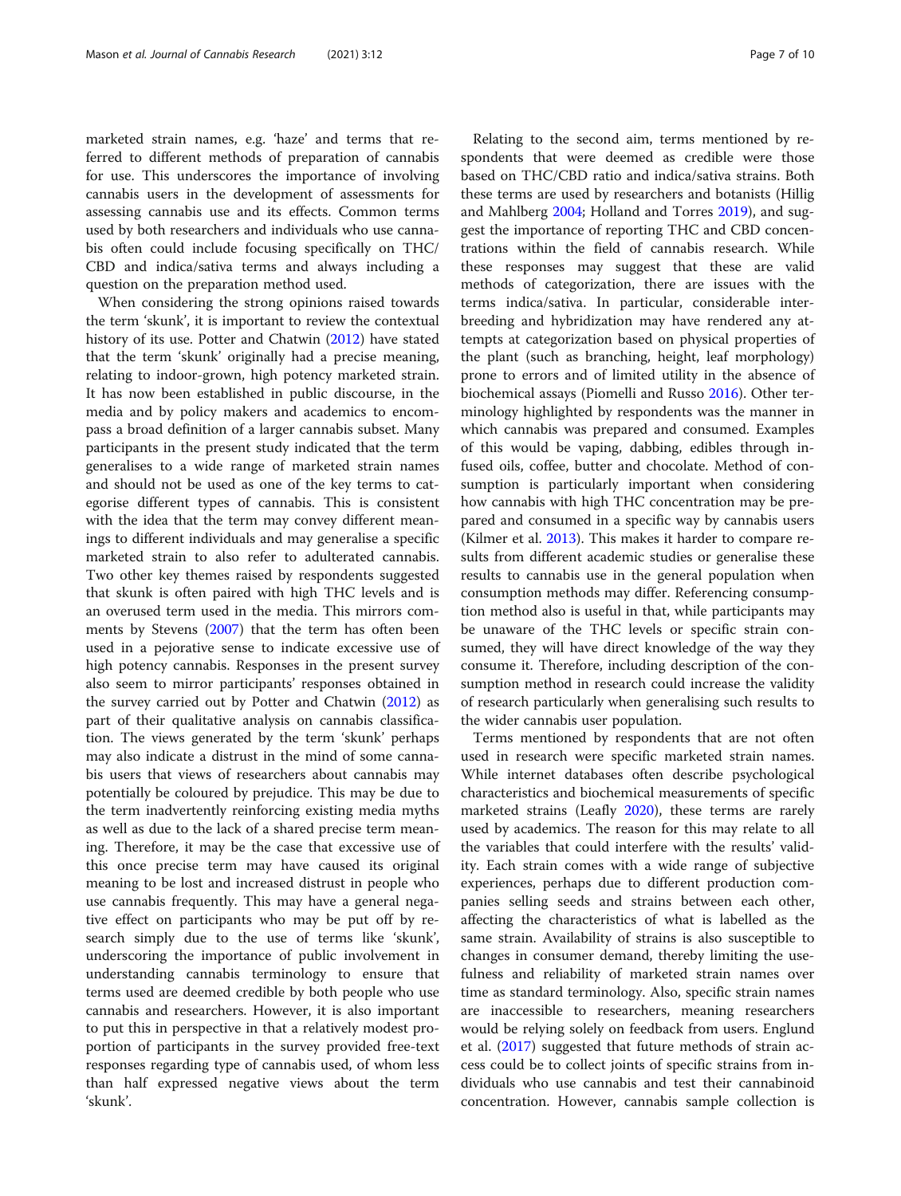marketed strain names, e.g. 'haze' and terms that referred to different methods of preparation of cannabis for use. This underscores the importance of involving cannabis users in the development of assessments for assessing cannabis use and its effects. Common terms used by both researchers and individuals who use cannabis often could include focusing specifically on THC/CBD and indica/sativa terms and always including a question on the preparation method used.

When considering the strong opinions raised towards the term 'skunk', it is important to review the contextual history of its use. Potter and Chatwin (2012) have stated that the term 'skunk' originally had a precise meaning, relating to indoor-grown, high potency marketed strain. It has now been established in public discourse, in the media and by policy makers and academics to encompass a broad definition of a larger cannabis subset. Many participants in the present study indicated that the term generalises to a wide range of marketed strain names and should not be used as one of the key terms to categorise different types of cannabis. This is consistent with the idea that the term may convey different meanings to different individuals and may generalise a specific marketed strain to also refer to adulterated cannabis. Two other key themes raised by respondents suggested that skunk is often paired with high THC levels and is an overused term used in the media. This mirrors comments by Stevens (2007) that the term has often been used in a pejorative sense to indicate excessive use of high potency cannabis. Responses in the present survey also seem to mirror participants' responses obtained in the survey carried out by Potter and Chatwin (2012) as part of their qualitative analysis on cannabis classification. The views generated by the term 'skunk' perhaps may also indicate a distrust in the mind of some cannabis users that views of researchers about cannabis may potentially be coloured by prejudice. This may be due to the term inadvertently reinforcing existing media myths as well as due to the lack of a shared precise term meaning. Therefore, it may be the case that excessive use of this once precise term may have caused its original meaning to be lost and increased distrust in people who use cannabis frequently. This may have a general negative effect on participants who may be put off by research simply due to the use of terms like 'skunk', underscoring the importance of public involvement in understanding cannabis terminology to ensure that terms used are deemed credible by both people who use cannabis and researchers. However, it is also important to put this in perspective in that a relatively modest proportion of participants in the survey provided free-text responses regarding type of cannabis used, of whom less than half expressed negative views about the term 'skunk'.

Relating to the second aim, terms mentioned by respondents that were deemed as credible were those based on THC/CBD ratio and indica/sativa strains. Both these terms are used by researchers and botanists (Hillig and Mahlberg 2004; Holland and Torres 2019), and suggest the importance of reporting THC and CBD concentrations within the field of cannabis research. While these responses may suggest that these are valid methods of categorization, there are issues with the terms indica/sativa. In particular, considerable interbreeding and hybridization may have rendered any attempts at categorization based on physical properties of the plant (such as branching, height, leaf morphology) prone to errors and of limited utility in the absence of biochemical assays (Piomelli and Russo 2016). Other terminology highlighted by respondents was the manner in which cannabis was prepared and consumed. Examples of this would be vaping, dabbing, edibles through infused oils, coffee, butter and chocolate. Method of consumption is particularly important when considering how cannabis with high THC concentration may be prepared and consumed in a specific way by cannabis users (Kilmer et al. 2013). This makes it harder to compare results from different academic studies or generalise these results to cannabis use in the general population when consumption methods may differ. Referencing consumption method also is useful in that, while participants may be unaware of the THC levels or specific strain consumed, they will have direct knowledge of the way they consume it. Therefore, including description of the consumption method in research could increase the validity of research particularly when generalising such results to the wider cannabis user population.

Terms mentioned by respondents that are not often used in research were specific marketed strain names. While internet databases often describe psychological characteristics and biochemical measurements of specific marketed strains (Leafly 2020), these terms are rarely used by academics. The reason for this may relate to all the variables that could interfere with the results' validity. Each strain comes with a wide range of subjective experiences, perhaps due to different production companies selling seeds and strains between each other, affecting the characteristics of what is labelled as the same strain. Availability of strains is also susceptible to changes in consumer demand, thereby limiting the usefulness and reliability of marketed strain names over time as standard terminology. Also, specific strain names are inaccessible to researchers, meaning researchers would be relying solely on feedback from users. Englund et al. (2017) suggested that future methods of strain access could be to collect joints of specific strains from individuals who use cannabis and test their cannabinoid concentration. However, cannabis sample collection is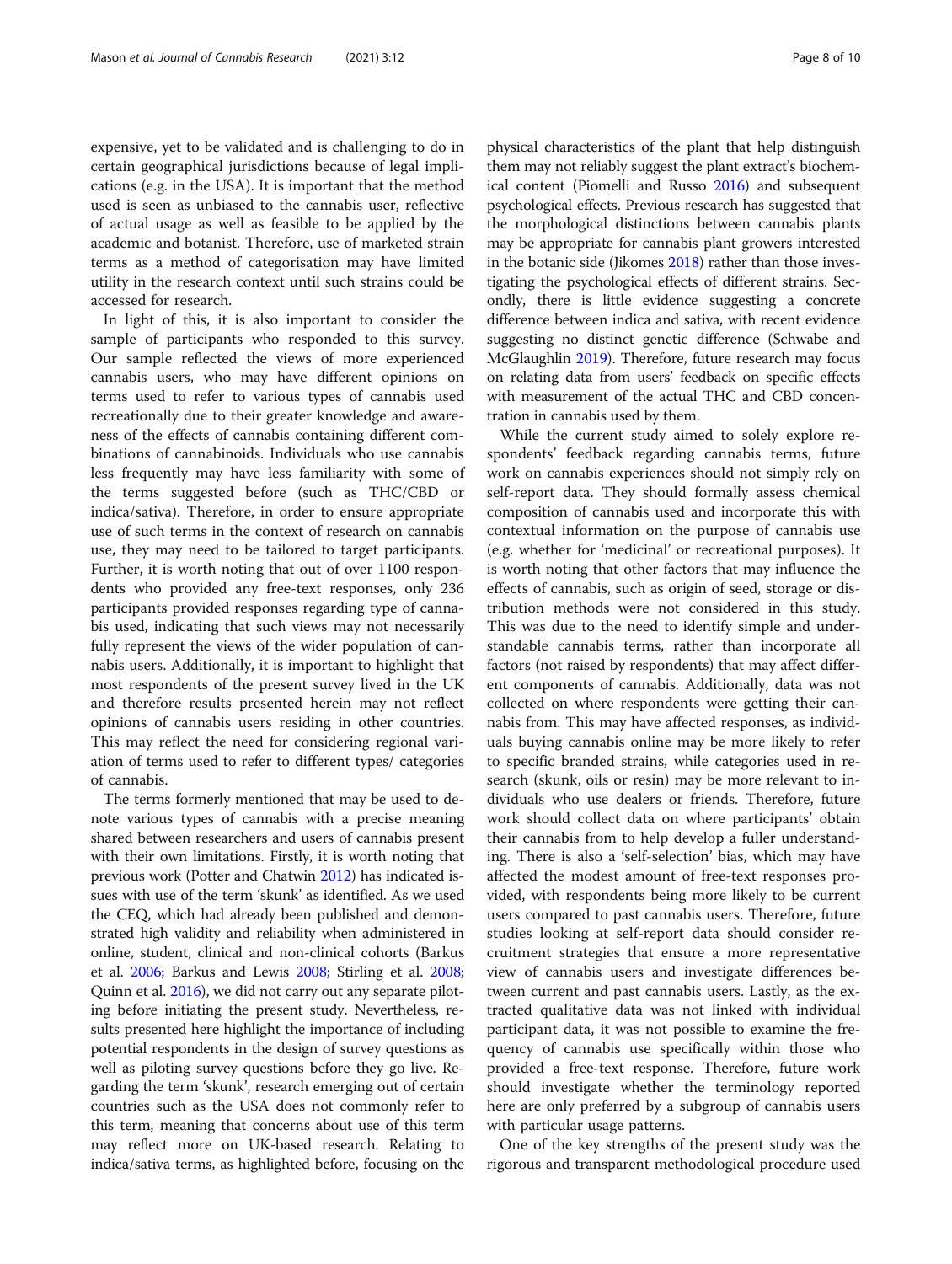expensive, yet to be validated and is challenging to do in certain geographical jurisdictions because of legal implications (e.g. in the USA). It is important that the method used is seen as unbiased to the cannabis user, reflective of actual usage as well as feasible to be applied by the academic and botanist. Therefore, use of marketed strain terms as a method of categorisation may have limited utility in the research context until such strains could be accessed for research.

In light of this, it is also important to consider the sample of participants who responded to this survey. Our sample reflected the views of more experienced cannabis users, who may have different opinions on terms used to refer to various types of cannabis used recreationally due to their greater knowledge and awareness of the effects of cannabis containing different combinations of cannabinoids. Individuals who use cannabis less frequently may have less familiarity with some of the terms suggested before (such as THC/CBD or indica/sativa). Therefore, in order to ensure appropriate use of such terms in the context of research on cannabis use, they may need to be tailored to target participants. Further, it is worth noting that out of over 1100 respondents who provided any free-text responses, only 236 participants provided responses regarding type of cannabis used, indicating that such views may not necessarily fully represent the views of the wider population of cannabis users. Additionally, it is important to highlight that most respondents of the present survey lived in the UK and therefore results presented herein may not reflect opinions of cannabis users residing in other countries. This may reflect the need for considering regional variation of terms used to refer to different types/ categories of cannabis.

The terms formerly mentioned that may be used to denote various types of cannabis with a precise meaning shared between researchers and users of cannabis present with their own limitations. Firstly, it is worth noting that previous work (Potter and Chatwin 2012) has indicated issues with use of the term 'skunk' as identified. As we used the CEQ, which had already been published and demonstrated high validity and reliability when administered in online, student, clinical and non-clinical cohorts (Barkus et al. 2006; Barkus and Lewis 2008; Stirling et al. 2008; Quinn et al. 2016), we did not carry out any separate piloting before initiating the present study. Nevertheless, results presented here highlight the importance of including potential respondents in the design of survey questions as well as piloting survey questions before they go live. Regarding the term 'skunk', research emerging out of certain countries such as the USA does not commonly refer to this term, meaning that concerns about use of this term may reflect more on UK-based research. Relating to indica/sativa terms, as highlighted before, focusing on the physical characteristics of the plant that help distinguish them may not reliably suggest the plant extract's biochemical content (Piomelli and Russo 2016) and subsequent psychological effects. Previous research has suggested that the morphological distinctions between cannabis plants may be appropriate for cannabis plant growers interested in the botanic side (Jikomes 2018) rather than those investigating the psychological effects of different strains. Secondly, there is little evidence suggesting a concrete difference between indica and sativa, with recent evidence suggesting no distinct genetic difference (Schwabe and McGlaughlin 2019). Therefore, future research may focus on relating data from users' feedback on specific effects with measurement of the actual THC and CBD concentration in cannabis used by them.

While the current study aimed to solely explore respondents' feedback regarding cannabis terms, future work on cannabis experiences should not simply rely on self-report data. They should formally assess chemical composition of cannabis used and incorporate this with contextual information on the purpose of cannabis use (e.g. whether for 'medicinal' or recreational purposes). It is worth noting that other factors that may influence the effects of cannabis, such as origin of seed, storage or distribution methods were not considered in this study. This was due to the need to identify simple and understandable cannabis terms, rather than incorporate all factors (not raised by respondents) that may affect different components of cannabis. Additionally, data was not collected on where respondents were getting their cannabis from. This may have affected responses, as individuals buying cannabis online may be more likely to refer to specific branded strains, while categories used in research (skunk, oils or resin) may be more relevant to individuals who use dealers or friends. Therefore, future work should collect data on where participants' obtain their cannabis from to help develop a fuller understanding. There is also a 'self-selection' bias, which may have affected the modest amount of free-text responses provided, with respondents being more likely to be current users compared to past cannabis users. Therefore, future studies looking at self-report data should consider recruitment strategies that ensure a more representative view of cannabis users and investigate differences between current and past cannabis users. Lastly, as the extracted qualitative data was not linked with individual participant data, it was not possible to examine the frequency of cannabis use specifically within those who provided a free-text response. Therefore, future work should investigate whether the terminology reported here are only preferred by a subgroup of cannabis users with particular usage patterns.

One of the key strengths of the present study was the rigorous and transparent methodological procedure used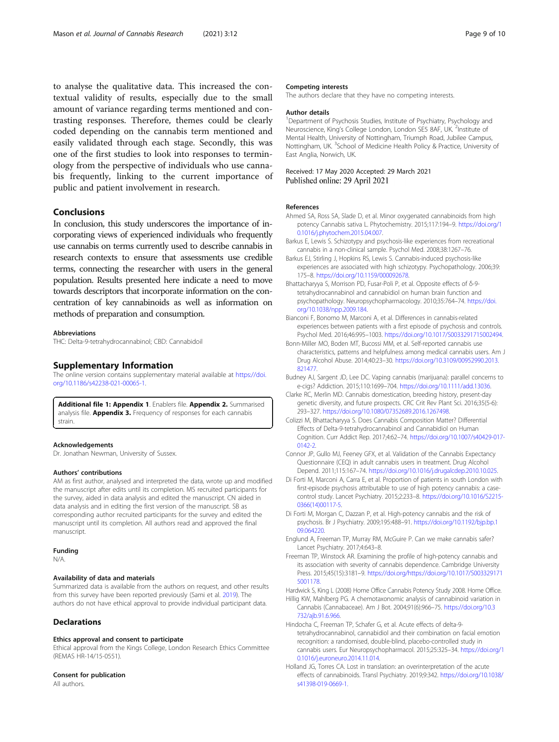to analyse the qualitative data. This increased the contextual validity of results, especially due to the small amount of variance regarding terms mentioned and contrasting responses. Therefore, themes could be clearly coded depending on the cannabis term mentioned and easily validated through each stage. Secondly, this was one of the first studies to look into responses to terminology from the perspective of individuals who use cannabis frequently, linking to the current importance of public and patient involvement in research.

## Conclusions

In conclusion, this study underscores the importance of incorporating views of experienced individuals who frequently use cannabis on terms currently used to describe cannabis in research contexts to ensure that assessments use credible terms, connecting the researcher with users in the general population. Results presented here indicate a need to move towards descriptors that incorporate information on the concentration of key cannabinoids as well as information on methods of preparation and consumption.

### Abbreviations

THC: Delta-9-tetrahydrocannabinol; CBD: Cannabidoil

## Supplementary Information

The online version contains supplementary material available at https://doi.org/10.1186/s42238-021-00065-1.

**Additional file 1: Appendix 1**. Enablers file. **Appendix 2.** Summarised analysis file. **Appendix 3.** Frequency of responses for each cannabis strain.

### Acknowledgements

Dr. Jonathan Newman, University of Sussex.

### Authors' contributions

AM as first author, analysed and interpreted the data, wrote up and modified the manuscript after edits until its completion. MS recruited participants for the survey, aided in data analysis and edited the manuscript. CN aided in data analysis and in editing the first version of the manuscript. SB as corresponding author recruited participants for the survey and edited the manuscript until its completion. All authors read and approved the final manuscript.

### Funding

N/A.

### Availability of data and materials

Summarized data is available from the authors on request, and other results from this survey have been reported previously (Sami et al. 2019). The authors do not have ethical approval to provide individual participant data.

## Declarations

### Ethics approval and consent to participate

Ethical approval from the Kings College, London Research Ethics Committee (REMAS HR-14/15-0551).

### Consent for publication

All authors.

### Competing interests

The authors declare that they have no competing interests.

### Author details

[1]Department of Psychosis Studies, Institute of Psychiatry, Psychology and Neuroscience, King's College London, London SE5 8AF, UK. [2]Institute of Mental Health, University of Nottingham, Triumph Road, Jubilee Campus, Nottingham, UK. [3]School of Medicine Health Policy & Practice, University of East Anglia, Norwich, UK.

Received: 17 May 2020 Accepted: 29 March 2021
Published online: 29 April 2021

### References

Ahmed SA, Ross SA, Slade D, et al. Minor oxygenated cannabinoids from high potency Cannabis sativa L. Phytochemistry. 2015;117:194–9. https://doi.org/10.1016/j.phytochem.2015.04.007.

Barkus E, Lewis S. Schizotypy and psychosis-like experiences from recreational cannabis in a non-clinical sample. Psychol Med. 2008;38:1267–76.

Barkus EJ, Stirling J, Hopkins RS, Lewis S. Cannabis-induced psychosis-like experiences are associated with high schizotypy. Psychopathology. 2006;39:175–8. https://doi.org/10.1159/000092678.

Bhattacharyya S, Morrison PD, Fusar-Poli P, et al. Opposite effects of δ-9-tetrahydrocannabinol and cannabidiol on human brain function and psychopathology. Neuropsychopharmacology. 2010;35:764–74. https://doi.org/10.1038/npp.2009.184.

Bianconi F, Bonomo M, Marconi A, et al. Differences in cannabis-related experiences between patients with a first episode of psychosis and controls. Psychol Med. 2016;46:995–1003. https://doi.org/10.1017/S0033291715002494.

Bonn-Miller MO, Boden MT, Bucossi MM, et al. Self-reported cannabis use characteristics, patterns and helpfulness among medical cannabis users. Am J Drug Alcohol Abuse. 2014;40:23–30. https://doi.org/10.3109/00952990.2013.821477.

Budney AJ, Sargent JD, Lee DC. Vaping cannabis (marijuana): parallel concerns to e-cigs? Addiction. 2015;110:1699–704. https://doi.org/10.1111/add.13036.

Clarke RC, Merlin MD. Cannabis domestication, breeding history, present-day genetic diversity, and future prospects. CRC Crit Rev Plant Sci. 2016;35(5-6):293–327. https://doi.org/10.1080/07352689.2016.1267498.

Colizzi M, Bhattacharyya S. Does Cannabis Composition Matter? Differential Effects of Delta-9-tetrahydrocannabinol and Cannabidiol on Human Cognition. Curr Addict Rep. 2017;4:62–74. https://doi.org/10.1007/s40429-017-0142-2.

Connor JP, Gullo MJ, Feeney GFX, et al. Validation of the Cannabis Expectancy Questionnaire (CEQ) in adult cannabis users in treatment. Drug Alcohol Depend. 2011;115:167–74. https://doi.org/10.1016/j.drugalcdep.2010.10.025.

Di Forti M, Marconi A, Carra E, et al. Proportion of patients in south London with first-episode psychosis attributable to use of high potency cannabis: a case-control study. Lancet Psychiatry. 2015;2:233–8. https://doi.org/10.1016/S2215-0366(14)00117-5.

Di Forti M, Morgan C, Dazzan P, et al. High-potency cannabis and the risk of psychosis. Br J Psychiatry. 2009;195:488–91. https://doi.org/10.1192/bjp.bp.109.064220.

Englund A, Freeman TP, Murray RM, McGuire P. Can we make cannabis safer? Lancet Psychiatry. 2017;4:643–8.

Freeman TP, Winstock AR. Examining the profile of high-potency cannabis and its association with severity of cannabis dependence. Cambridge University Press. 2015;45(15):3181–9. https://doi.org/https://doi.org/10.1017/S0033291715001178.

Hardwick S, King L (2008) Home Office Cannabis Potency Study 2008. Home Office.

Hillig KW, Mahlberg PG. A chemotaxonomic analysis of cannabinoid variation in Cannabis (Cannabaceae). Am J Bot. 2004;91(6):966–75. https://doi.org/10.3732/ajb.91.6.966.

Hindocha C, Freeman TP, Schafer G, et al. Acute effects of delta-9-tetrahydrocannabinol, cannabidiol and their combination on facial emotion recognition: a randomised, double-blind, placebo-controlled study in cannabis users. Eur Neuropsychopharmacol. 2015;25:325–34. https://doi.org/10.1016/j.euroneuro.2014.11.014.

Holland JG, Torres CA. Lost in translation: an overinterpretation of the acute effects of cannabinoids. Transl Psychiatry. 2019;9:342. https://doi.org/10.1038/s41398-019-0669-1.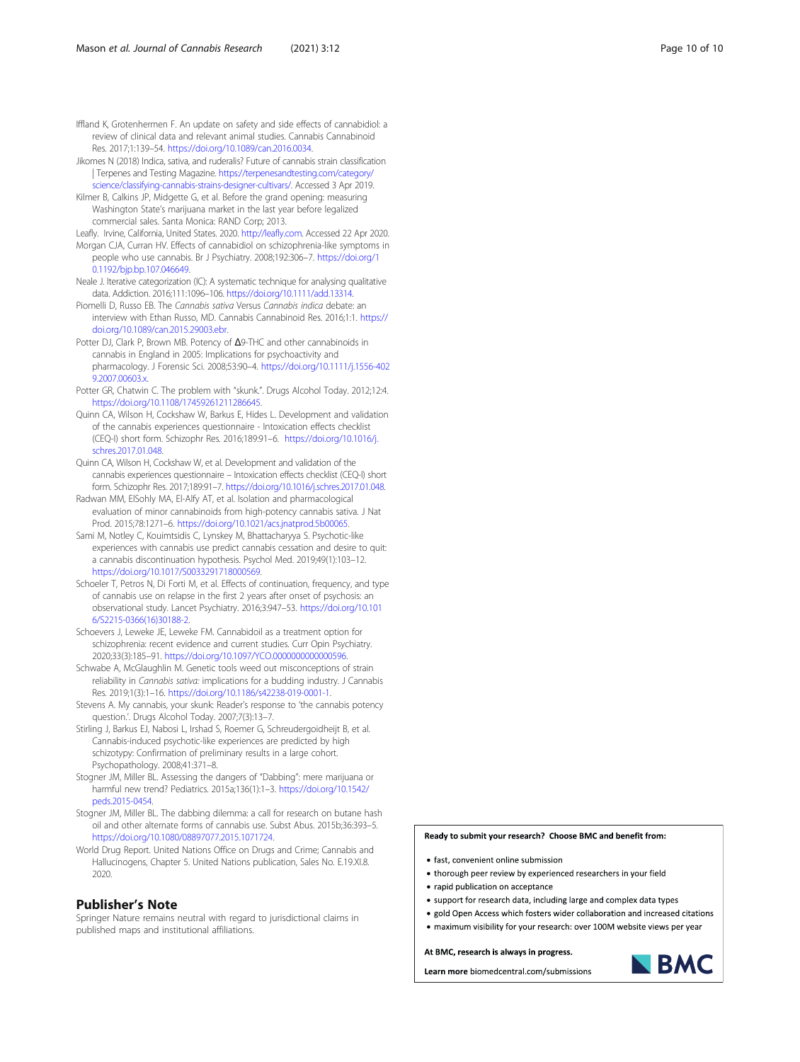Iffland K, Grotenhermen F. An update on safety and side effects of cannabidiol: a review of clinical data and relevant animal studies. Cannabis Cannabinoid Res. 2017;1:139–54. https://doi.org/10.1089/can.2016.0034.

Jikomes N (2018) Indica, sativa, and ruderalis? Future of cannabis strain classification | Terpenes and Testing Magazine. https://terpenesandtesting.com/category/science/classifying-cannabis-strains-designer-cultivars/. Accessed 3 Apr 2019.

Kilmer B, Calkins JP, Midgette G, et al. Before the grand opening: measuring Washington State's marijuana market in the last year before legalized commercial sales. Santa Monica: RAND Corp; 2013.

Leafly. Irvine, California, United States. 2020. http://leafly.com. Accessed 22 Apr 2020.

Morgan CJA, Curran HV. Effects of cannabidiol on schizophrenia-like symptoms in people who use cannabis. Br J Psychiatry. 2008;192:306–7. https://doi.org/10.1192/bjp.bp.107.046649.

Neale J. Iterative categorization (IC): A systematic technique for analysing qualitative data. Addiction. 2016;111:1096–106. https://doi.org/10.1111/add.13314.

Piomelli D, Russo EB. The *Cannabis sativa* Versus *Cannabis indica* debate: an interview with Ethan Russo, MD. Cannabis Cannabinoid Res. 2016;1:1. https://doi.org/10.1089/can.2015.29003.ebr.

Potter DJ, Clark P, Brown MB. Potency of Δ9-THC and other cannabinoids in cannabis in England in 2005: Implications for psychoactivity and pharmacology. J Forensic Sci. 2008;53:90–4. https://doi.org/10.1111/j.1556-4029.2007.00603.x.

Potter GR, Chatwin C. The problem with "skunk.". Drugs Alcohol Today. 2012;12:4. https://doi.org/10.1108/17459261211286645.

Quinn CA, Wilson H, Cockshaw W, Barkus E, Hides L. Development and validation of the cannabis experiences questionnaire - Intoxication effects checklist (CEQ-I) short form. Schizophr Res. 2016;189:91–6. https://doi.org/10.1016/j.schres.2017.01.048.

Quinn CA, Wilson H, Cockshaw W, et al. Development and validation of the cannabis experiences questionnaire – Intoxication effects checklist (CEQ-I) short form. Schizophr Res. 2017;189:91–7. https://doi.org/10.1016/j.schres.2017.01.048.

Radwan MM, ElSohly MA, El-Alfy AT, et al. Isolation and pharmacological evaluation of minor cannabinoids from high-potency cannabis sativa. J Nat Prod. 2015;78:1271–6. https://doi.org/10.1021/acs.jnatprod.5b00065.

Sami M, Notley C, Kouimtsidis C, Lynskey M, Bhattacharyya S. Psychotic-like experiences with cannabis use predict cannabis cessation and desire to quit: a cannabis discontinuation hypothesis. Psychol Med. 2019;49(1):103–12. https://doi.org/10.1017/S0033291718000569.

Schoeler T, Petros N, Di Forti M, et al. Effects of continuation, frequency, and type of cannabis use on relapse in the first 2 years after onset of psychosis: an observational study. Lancet Psychiatry. 2016;3:947–53. https://doi.org/10.1016/S2215-0366(16)30188-2.

Schoevers J, Leweke JE, Leweke FM. Cannabidoil as a treatment option for schizophrenia: recent evidence and current studies. Curr Opin Psychiatry. 2020;33(3):185–91. https://doi.org/10.1097/YCO.0000000000000596.

Schwabe A, McGlaughlin M. Genetic tools weed out misconceptions of strain reliability in *Cannabis sativa:* implications for a budding industry. J Cannabis Res. 2019;1(3):1–16. https://doi.org/10.1186/s42238-019-0001-1.

Stevens A. My cannabis, your skunk: Reader's response to 'the cannabis potency question.'. Drugs Alcohol Today. 2007;7(3):13–7.

Stirling J, Barkus EJ, Nabosi L, Irshad S, Roemer G, Schreudergoidheijt B, et al. Cannabis-induced psychotic-like experiences are predicted by high schizotypy: Confirmation of preliminary results in a large cohort. Psychopathology. 2008;41:371–8.

Stogner JM, Miller BL. Assessing the dangers of "Dabbing": mere marijuana or harmful new trend? Pediatrics. 2015a;136(1):1–3. https://doi.org/10.1542/peds.2015-0454.

Stogner JM, Miller BL. The dabbing dilemma: a call for research on butane hash oil and other alternate forms of cannabis use. Subst Abus. 2015b;36:393–5. https://doi.org/10.1080/08897077.2015.1071724.

World Drug Report. United Nations Office on Drugs and Crime; Cannabis and Hallucinogens, Chapter 5. United Nations publication, Sales No. E.19.XI.8. 2020.

## Publisher's Note

Springer Nature remains neutral with regard to jurisdictional claims in published maps and institutional affiliations.

**Ready to submit your research? Choose BMC and benefit from:**

- fast, convenient online submission
- thorough peer review by experienced researchers in your field
- rapid publication on acceptance
- support for research data, including large and complex data types
- gold Open Access which fosters wider collaboration and increased citations
- maximum visibility for your research: over 100M website views per year

**At BMC, research is always in progress.**

**Learn more** biomedcentral.com/submissions

BMC